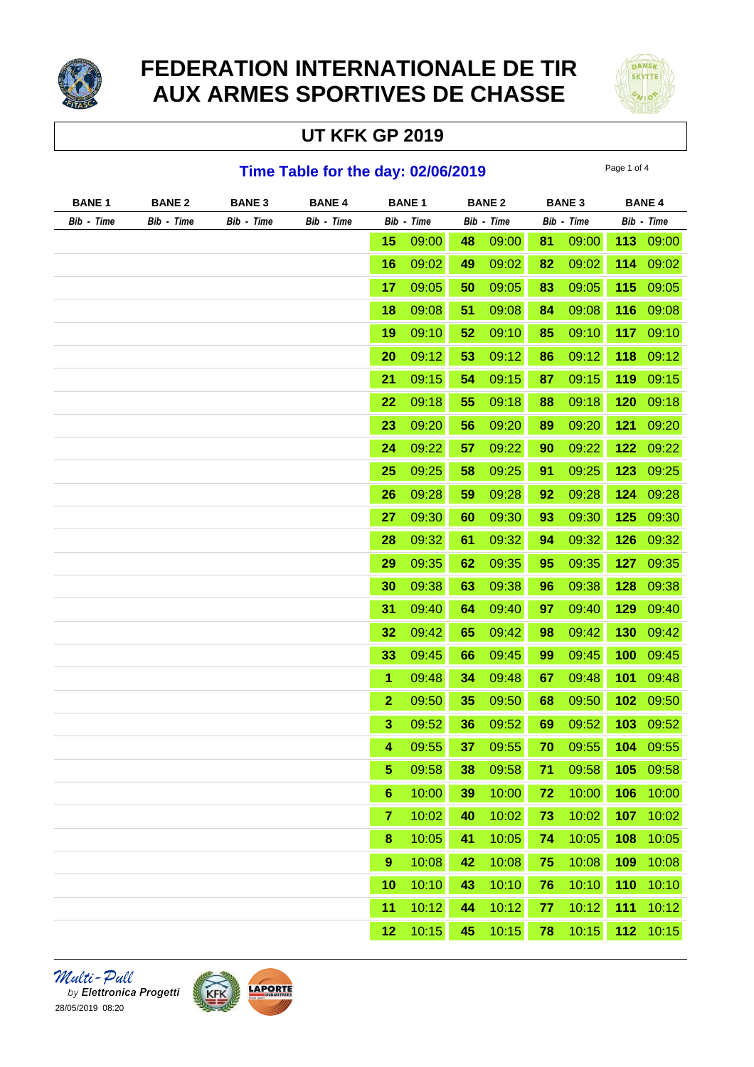# FEDERATION INTERNATIONALE DE TIR AUX ARMES SPORTIVES DE CHASSE

## UT KFK GP 2019

### Time Table for the day: 02/06/2019

| BANE 1 | BANE 2 | BANE 3 | BANE 4 | BANE 1 | | BANE 2 | | BANE 3 | | BANE 4 | |
|---|---|---|---|---|---|---|---|---|---|---|---|
| *Bib - Time* | *Bib - Time* | *Bib - Time* | *Bib - Time* | *Bib* | *Time* | *Bib* | *Time* | *Bib* | *Time* | *Bib* | *Time* |
| | | | | **15** | 09:00 | **48** | 09:00 | **81** | 09:00 | **113** | 09:00 |
| | | | | **16** | 09:02 | **49** | 09:02 | **82** | 09:02 | **114** | 09:02 |
| | | | | **17** | 09:05 | **50** | 09:05 | **83** | 09:05 | **115** | 09:05 |
| | | | | **18** | 09:08 | **51** | 09:08 | **84** | 09:08 | **116** | 09:08 |
| | | | | **19** | 09:10 | **52** | 09:10 | **85** | 09:10 | **117** | 09:10 |
| | | | | **20** | 09:12 | **53** | 09:12 | **86** | 09:12 | **118** | 09:12 |
| | | | | **21** | 09:15 | **54** | 09:15 | **87** | 09:15 | **119** | 09:15 |
| | | | | **22** | 09:18 | **55** | 09:18 | **88** | 09:18 | **120** | 09:18 |
| | | | | **23** | 09:20 | **56** | 09:20 | **89** | 09:20 | **121** | 09:20 |
| | | | | **24** | 09:22 | **57** | 09:22 | **90** | 09:22 | **122** | 09:22 |
| | | | | **25** | 09:25 | **58** | 09:25 | **91** | 09:25 | **123** | 09:25 |
| | | | | **26** | 09:28 | **59** | 09:28 | **92** | 09:28 | **124** | 09:28 |
| | | | | **27** | 09:30 | **60** | 09:30 | **93** | 09:30 | **125** | 09:30 |
| | | | | **28** | 09:32 | **61** | 09:32 | **94** | 09:32 | **126** | 09:32 |
| | | | | **29** | 09:35 | **62** | 09:35 | **95** | 09:35 | **127** | 09:35 |
| | | | | **30** | 09:38 | **63** | 09:38 | **96** | 09:38 | **128** | 09:38 |
| | | | | **31** | 09:40 | **64** | 09:40 | **97** | 09:40 | **129** | 09:40 |
| | | | | **32** | 09:42 | **65** | 09:42 | **98** | 09:42 | **130** | 09:42 |
| | | | | **33** | 09:45 | **66** | 09:45 | **99** | 09:45 | **100** | 09:45 |
| | | | | **1** | 09:48 | **34** | 09:48 | **67** | 09:48 | **101** | 09:48 |
| | | | | **2** | 09:50 | **35** | 09:50 | **68** | 09:50 | **102** | 09:50 |
| | | | | **3** | 09:52 | **36** | 09:52 | **69** | 09:52 | **103** | 09:52 |
| | | | | **4** | 09:55 | **37** | 09:55 | **70** | 09:55 | **104** | 09:55 |
| | | | | **5** | 09:58 | **38** | 09:58 | **71** | 09:58 | **105** | 09:58 |
| | | | | **6** | 10:00 | **39** | 10:00 | **72** | 10:00 | **106** | 10:00 |
| | | | | **7** | 10:02 | **40** | 10:02 | **73** | 10:02 | **107** | 10:02 |
| | | | | **8** | 10:05 | **41** | 10:05 | **74** | 10:05 | **108** | 10:05 |
| | | | | **9** | 10:08 | **42** | 10:08 | **75** | 10:08 | **109** | 10:08 |
| | | | | **10** | 10:10 | **43** | 10:10 | **76** | 10:10 | **110** | 10:10 |
| | | | | **11** | 10:12 | **44** | 10:12 | **77** | 10:12 | **111** | 10:12 |
| | | | | **12** | 10:15 | **45** | 10:15 | **78** | 10:15 | **112** | 10:15 |

*Multi-Pull*
*by* ***Elettronica Progetti***
28/05/2019 08:20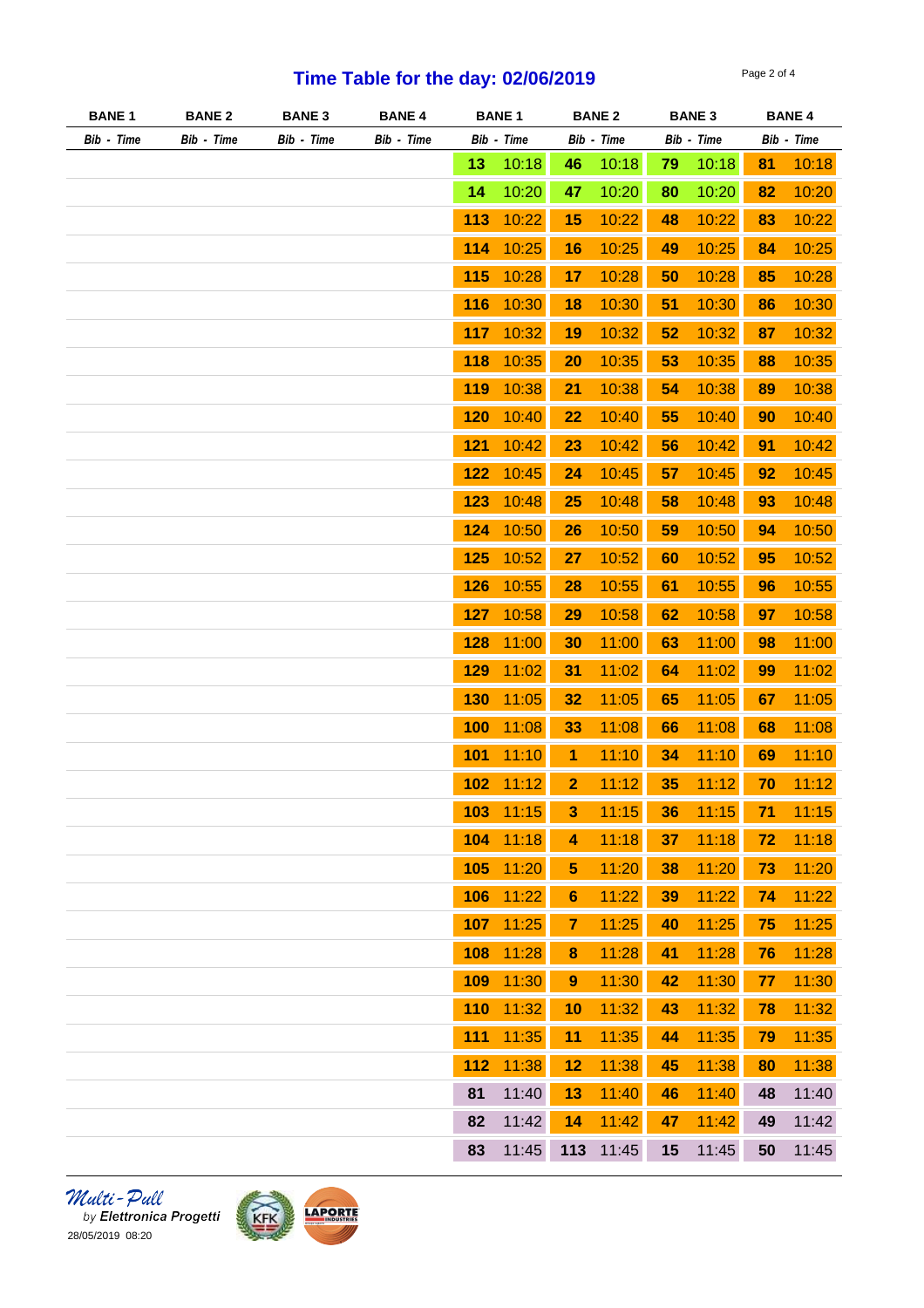## Time Table for the day: 02/06/2019

| BANE 1 | BANE 2 | BANE 3 | BANE 4 | BANE 1 | | BANE 2 | | BANE 3 | | BANE 4 | |
|---|---|---|---|---|---|---|---|---|---|---|---|
| *Bib - Time* | *Bib - Time* | *Bib - Time* | *Bib - Time* | *Bib* | *Time* | *Bib* | *Time* | *Bib* | *Time* | *Bib* | *Time* |
| | | | | **13** | 10:18 | **46** | 10:18 | **79** | 10:18 | **81** | 10:18 |
| | | | | **14** | 10:20 | **47** | 10:20 | **80** | 10:20 | **82** | 10:20 |
| | | | | **113** | 10:22 | **15** | 10:22 | **48** | 10:22 | **83** | 10:22 |
| | | | | **114** | 10:25 | **16** | 10:25 | **49** | 10:25 | **84** | 10:25 |
| | | | | **115** | 10:28 | **17** | 10:28 | **50** | 10:28 | **85** | 10:28 |
| | | | | **116** | 10:30 | **18** | 10:30 | **51** | 10:30 | **86** | 10:30 |
| | | | | **117** | 10:32 | **19** | 10:32 | **52** | 10:32 | **87** | 10:32 |
| | | | | **118** | 10:35 | **20** | 10:35 | **53** | 10:35 | **88** | 10:35 |
| | | | | **119** | 10:38 | **21** | 10:38 | **54** | 10:38 | **89** | 10:38 |
| | | | | **120** | 10:40 | **22** | 10:40 | **55** | 10:40 | **90** | 10:40 |
| | | | | **121** | 10:42 | **23** | 10:42 | **56** | 10:42 | **91** | 10:42 |
| | | | | **122** | 10:45 | **24** | 10:45 | **57** | 10:45 | **92** | 10:45 |
| | | | | **123** | 10:48 | **25** | 10:48 | **58** | 10:48 | **93** | 10:48 |
| | | | | **124** | 10:50 | **26** | 10:50 | **59** | 10:50 | **94** | 10:50 |
| | | | | **125** | 10:52 | **27** | 10:52 | **60** | 10:52 | **95** | 10:52 |
| | | | | **126** | 10:55 | **28** | 10:55 | **61** | 10:55 | **96** | 10:55 |
| | | | | **127** | 10:58 | **29** | 10:58 | **62** | 10:58 | **97** | 10:58 |
| | | | | **128** | 11:00 | **30** | 11:00 | **63** | 11:00 | **98** | 11:00 |
| | | | | **129** | 11:02 | **31** | 11:02 | **64** | 11:02 | **99** | 11:02 |
| | | | | **130** | 11:05 | **32** | 11:05 | **65** | 11:05 | **67** | 11:05 |
| | | | | **100** | 11:08 | **33** | 11:08 | **66** | 11:08 | **68** | 11:08 |
| | | | | **101** | 11:10 | **1** | 11:10 | **34** | 11:10 | **69** | 11:10 |
| | | | | **102** | 11:12 | **2** | 11:12 | **35** | 11:12 | **70** | 11:12 |
| | | | | **103** | 11:15 | **3** | 11:15 | **36** | 11:15 | **71** | 11:15 |
| | | | | **104** | 11:18 | **4** | 11:18 | **37** | 11:18 | **72** | 11:18 |
| | | | | **105** | 11:20 | **5** | 11:20 | **38** | 11:20 | **73** | 11:20 |
| | | | | **106** | 11:22 | **6** | 11:22 | **39** | 11:22 | **74** | 11:22 |
| | | | | **107** | 11:25 | **7** | 11:25 | **40** | 11:25 | **75** | 11:25 |
| | | | | **108** | 11:28 | **8** | 11:28 | **41** | 11:28 | **76** | 11:28 |
| | | | | **109** | 11:30 | **9** | 11:30 | **42** | 11:30 | **77** | 11:30 |
| | | | | **110** | 11:32 | **10** | 11:32 | **43** | 11:32 | **78** | 11:32 |
| | | | | **111** | 11:35 | **11** | 11:35 | **44** | 11:35 | **79** | 11:35 |
| | | | | **112** | 11:38 | **12** | 11:38 | **45** | 11:38 | **80** | 11:38 |
| | | | | **81** | 11:40 | **13** | 11:40 | **46** | 11:40 | **48** | 11:40 |
| | | | | **82** | 11:42 | **14** | 11:42 | **47** | 11:42 | **49** | 11:42 |
| | | | | **83** | 11:45 | **113** | 11:45 | **15** | 11:45 | **50** | 11:45 |

*Multi-Pull*
*by **Elettronica Progetti***
28/05/2019 08:20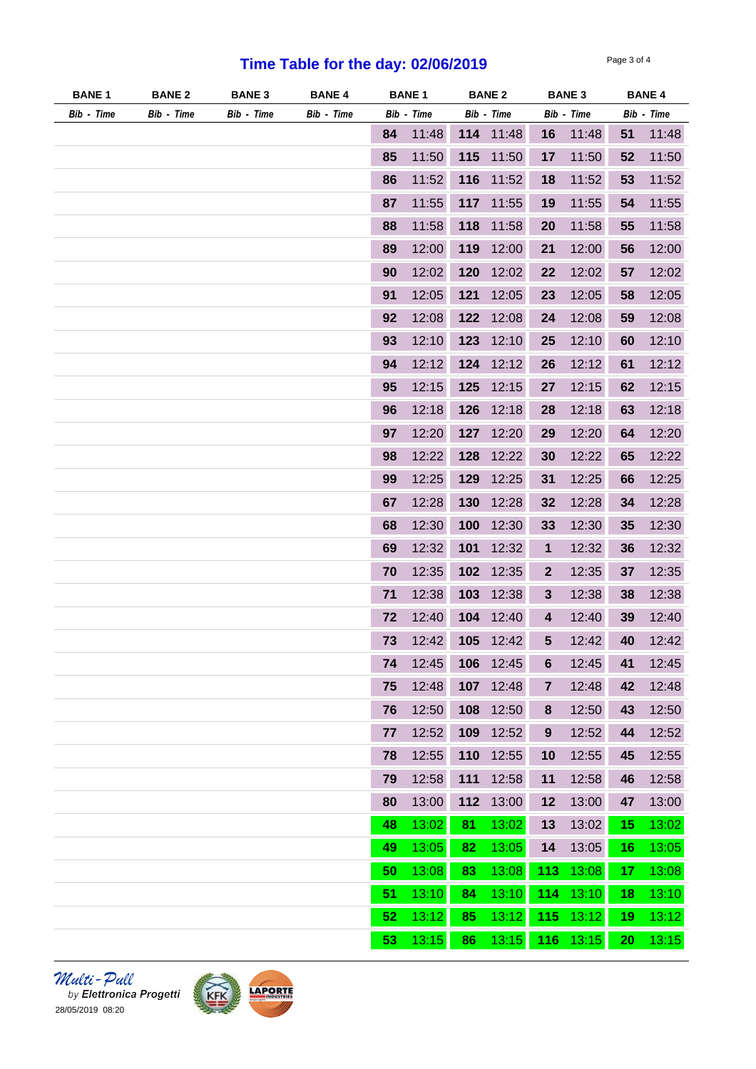# Time Table for the day: 02/06/2019

| BANE 1 | BANE 2 | BANE 3 | BANE 4 | BANE 1 | | BANE 2 | | BANE 3 | | BANE 4 | |
|---|---|---|---|---|---|---|---|---|---|---|---|
| *Bib - Time* | *Bib - Time* | *Bib - Time* | *Bib - Time* | *Bib* | *Time* | *Bib* | *Time* | *Bib* | *Time* | *Bib* | *Time* |
| | | | | **84** | 11:48 | **114** | 11:48 | **16** | 11:48 | **51** | 11:48 |
| | | | | **85** | 11:50 | **115** | 11:50 | **17** | 11:50 | **52** | 11:50 |
| | | | | **86** | 11:52 | **116** | 11:52 | **18** | 11:52 | **53** | 11:52 |
| | | | | **87** | 11:55 | **117** | 11:55 | **19** | 11:55 | **54** | 11:55 |
| | | | | **88** | 11:58 | **118** | 11:58 | **20** | 11:58 | **55** | 11:58 |
| | | | | **89** | 12:00 | **119** | 12:00 | **21** | 12:00 | **56** | 12:00 |
| | | | | **90** | 12:02 | **120** | 12:02 | **22** | 12:02 | **57** | 12:02 |
| | | | | **91** | 12:05 | **121** | 12:05 | **23** | 12:05 | **58** | 12:05 |
| | | | | **92** | 12:08 | **122** | 12:08 | **24** | 12:08 | **59** | 12:08 |
| | | | | **93** | 12:10 | **123** | 12:10 | **25** | 12:10 | **60** | 12:10 |
| | | | | **94** | 12:12 | **124** | 12:12 | **26** | 12:12 | **61** | 12:12 |
| | | | | **95** | 12:15 | **125** | 12:15 | **27** | 12:15 | **62** | 12:15 |
| | | | | **96** | 12:18 | **126** | 12:18 | **28** | 12:18 | **63** | 12:18 |
| | | | | **97** | 12:20 | **127** | 12:20 | **29** | 12:20 | **64** | 12:20 |
| | | | | **98** | 12:22 | **128** | 12:22 | **30** | 12:22 | **65** | 12:22 |
| | | | | **99** | 12:25 | **129** | 12:25 | **31** | 12:25 | **66** | 12:25 |
| | | | | **67** | 12:28 | **130** | 12:28 | **32** | 12:28 | **34** | 12:28 |
| | | | | **68** | 12:30 | **100** | 12:30 | **33** | 12:30 | **35** | 12:30 |
| | | | | **69** | 12:32 | **101** | 12:32 | **1** | 12:32 | **36** | 12:32 |
| | | | | **70** | 12:35 | **102** | 12:35 | **2** | 12:35 | **37** | 12:35 |
| | | | | **71** | 12:38 | **103** | 12:38 | **3** | 12:38 | **38** | 12:38 |
| | | | | **72** | 12:40 | **104** | 12:40 | **4** | 12:40 | **39** | 12:40 |
| | | | | **73** | 12:42 | **105** | 12:42 | **5** | 12:42 | **40** | 12:42 |
| | | | | **74** | 12:45 | **106** | 12:45 | **6** | 12:45 | **41** | 12:45 |
| | | | | **75** | 12:48 | **107** | 12:48 | **7** | 12:48 | **42** | 12:48 |
| | | | | **76** | 12:50 | **108** | 12:50 | **8** | 12:50 | **43** | 12:50 |
| | | | | **77** | 12:52 | **109** | 12:52 | **9** | 12:52 | **44** | 12:52 |
| | | | | **78** | 12:55 | **110** | 12:55 | **10** | 12:55 | **45** | 12:55 |
| | | | | **79** | 12:58 | **111** | 12:58 | **11** | 12:58 | **46** | 12:58 |
| | | | | **80** | 13:00 | **112** | 13:00 | **12** | 13:00 | **47** | 13:00 |
| | | | | **48** | 13:02 | **81** | 13:02 | **13** | 13:02 | **15** | 13:02 |
| | | | | **49** | 13:05 | **82** | 13:05 | **14** | 13:05 | **16** | 13:05 |
| | | | | **50** | 13:08 | **83** | 13:08 | **113** | 13:08 | **17** | 13:08 |
| | | | | **51** | 13:10 | **84** | 13:10 | **114** | 13:10 | **18** | 13:10 |
| | | | | **52** | 13:12 | **85** | 13:12 | **115** | 13:12 | **19** | 13:12 |
| | | | | **53** | 13:15 | **86** | 13:15 | **116** | 13:15 | **20** | 13:15 |

*Multi-Pull*
*by **Elettronica Progetti***
28/05/2019 08:20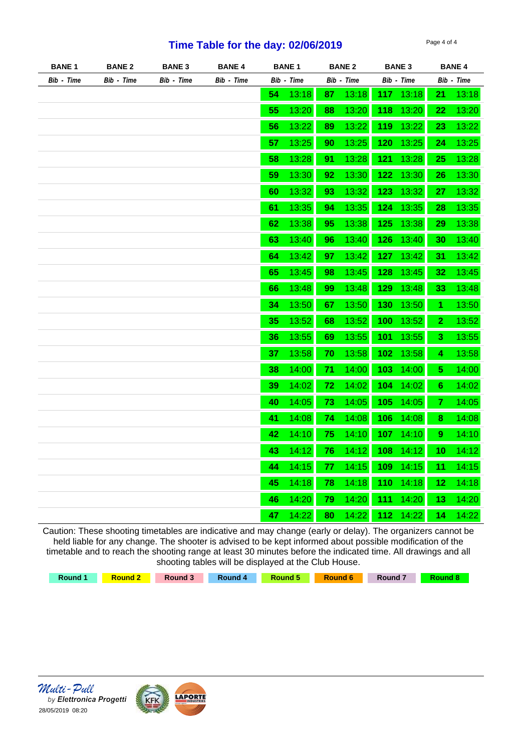## Time Table for the day: 02/06/2019

| BANE 1 | BANE 2 | BANE 3 | BANE 4 | BANE 1 | | BANE 2 | | BANE 3 | | BANE 4 | |
|---|---|---|---|---|---|---|---|---|---|---|---|
| *Bib - Time* | *Bib - Time* | *Bib - Time* | *Bib - Time* | *Bib* | *Time* | *Bib* | *Time* | *Bib* | *Time* | *Bib* | *Time* |
| | | | | **54** | 13:18 | **87** | 13:18 | **117** | 13:18 | **21** | 13:18 |
| | | | | **55** | 13:20 | **88** | 13:20 | **118** | 13:20 | **22** | 13:20 |
| | | | | **56** | 13:22 | **89** | 13:22 | **119** | 13:22 | **23** | 13:22 |
| | | | | **57** | 13:25 | **90** | 13:25 | **120** | 13:25 | **24** | 13:25 |
| | | | | **58** | 13:28 | **91** | 13:28 | **121** | 13:28 | **25** | 13:28 |
| | | | | **59** | 13:30 | **92** | 13:30 | **122** | 13:30 | **26** | 13:30 |
| | | | | **60** | 13:32 | **93** | 13:32 | **123** | 13:32 | **27** | 13:32 |
| | | | | **61** | 13:35 | **94** | 13:35 | **124** | 13:35 | **28** | 13:35 |
| | | | | **62** | 13:38 | **95** | 13:38 | **125** | 13:38 | **29** | 13:38 |
| | | | | **63** | 13:40 | **96** | 13:40 | **126** | 13:40 | **30** | 13:40 |
| | | | | **64** | 13:42 | **97** | 13:42 | **127** | 13:42 | **31** | 13:42 |
| | | | | **65** | 13:45 | **98** | 13:45 | **128** | 13:45 | **32** | 13:45 |
| | | | | **66** | 13:48 | **99** | 13:48 | **129** | 13:48 | **33** | 13:48 |
| | | | | **34** | 13:50 | **67** | 13:50 | **130** | 13:50 | **1** | 13:50 |
| | | | | **35** | 13:52 | **68** | 13:52 | **100** | 13:52 | **2** | 13:52 |
| | | | | **36** | 13:55 | **69** | 13:55 | **101** | 13:55 | **3** | 13:55 |
| | | | | **37** | 13:58 | **70** | 13:58 | **102** | 13:58 | **4** | 13:58 |
| | | | | **38** | 14:00 | **71** | 14:00 | **103** | 14:00 | **5** | 14:00 |
| | | | | **39** | 14:02 | **72** | 14:02 | **104** | 14:02 | **6** | 14:02 |
| | | | | **40** | 14:05 | **73** | 14:05 | **105** | 14:05 | **7** | 14:05 |
| | | | | **41** | 14:08 | **74** | 14:08 | **106** | 14:08 | **8** | 14:08 |
| | | | | **42** | 14:10 | **75** | 14:10 | **107** | 14:10 | **9** | 14:10 |
| | | | | **43** | 14:12 | **76** | 14:12 | **108** | 14:12 | **10** | 14:12 |
| | | | | **44** | 14:15 | **77** | 14:15 | **109** | 14:15 | **11** | 14:15 |
| | | | | **45** | 14:18 | **78** | 14:18 | **110** | 14:18 | **12** | 14:18 |
| | | | | **46** | 14:20 | **79** | 14:20 | **111** | 14:20 | **13** | 14:20 |
| | | | | **47** | 14:22 | **80** | 14:22 | **112** | 14:22 | **14** | 14:22 |

Caution: These shooting timetables are indicative and may change (early or delay). The organizers cannot be held liable for any change. The shooter is advised to be kept informed about possible modification of the timetable and to reach the shooting range at least 30 minutes before the indicated time. All drawings and all shooting tables will be displayed at the Club House.

**Round 1** | **Round 2** | **Round 3** | **Round 4** | **Round 5** | **Round 6** | **Round 7** | **Round 8**

*Multi-Pull* by *Elettronica Progetti*

28/05/2019 08:20